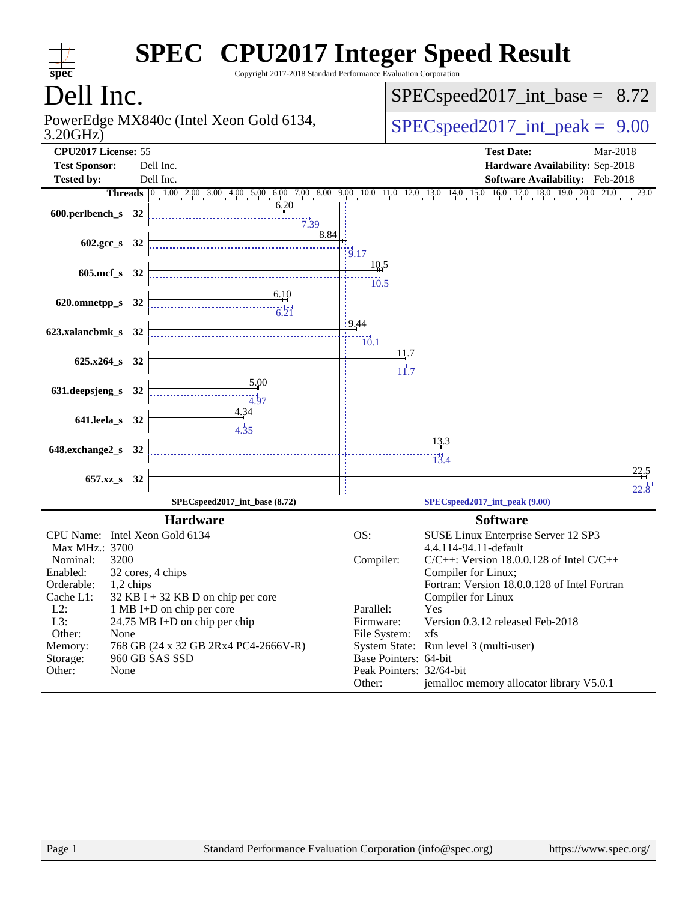# SPEC CPU2017 Integer Speed Result

Copyright 2017-2018 Standard Performance Evaluation Corporation

## Dell Inc.

PowerEdge MX840c (Intel Xeon Gold 6134, 3.20GHz)

SPECspeed2017_int_base = 8.72

SPECspeed2017_int_peak = 9.00

| | | | |
|---|---|---|---|
| **CPU2017 License:** | 55 | **Test Date:** | Mar-2018 |
| **Test Sponsor:** | Dell Inc. | **Hardware Availability:** | Sep-2018 |
| **Tested by:** | Dell Inc. | **Software Availability:** | Feb-2018 |

| Benchmark | Threads | Base | Peak |
|---|---|---|---|
| 600.perlbench_s | 32 | 6.20 | 7.39 |
| 602.gcc_s | 32 | 8.84 | 9.17 |
| 605.mcf_s | 32 | 10.5 | 10.5 |
| 620.omnetpp_s | 32 | 6.10 | 6.21 |
| 623.xalancbmk_s | 32 | 9.44 | 10.1 |
| 625.x264_s | 32 | 11.7 | 11.7 |
| 631.deepsjeng_s | 32 | 5.00 | 4.97 |
| 641.leela_s | 32 | 4.34 | 4.35 |
| 648.exchange2_s | 32 | 13.3 | 13.4 |
| 657.xz_s | 32 | 22.5 | 22.8 |

SPECspeed2017_int_base (8.72) — SPECspeed2017_int_peak (9.00)

### Hardware

| | |
|---|---|
| CPU Name: | Intel Xeon Gold 6134 |
| Max MHz.: | 3700 |
| Nominal: | 3200 |
| Enabled: | 32 cores, 4 chips |
| Orderable: | 1,2 chips |
| Cache L1: | 32 KB I + 32 KB D on chip per core |
| L2: | 1 MB I+D on chip per core |
| L3: | 24.75 MB I+D on chip per chip |
| Other: | None |
| Memory: | 768 GB (24 x 32 GB 2Rx4 PC4-2666V-R) |
| Storage: | 960 GB SAS SSD |
| Other: | None |

### Software

| | |
|---|---|
| OS: | SUSE Linux Enterprise Server 12 SP3 4.4.114-94.11-default |
| Compiler: | C/C++: Version 18.0.0.128 of Intel C/C++ Compiler for Linux; Fortran: Version 18.0.0.128 of Intel Fortran Compiler for Linux |
| Parallel: | Yes |
| Firmware: | Version 0.3.12 released Feb-2018 |
| File System: | xfs |
| System State: | Run level 3 (multi-user) |
| Base Pointers: | 64-bit |
| Peak Pointers: | 32/64-bit |
| Other: | jemalloc memory allocator library V5.0.1 |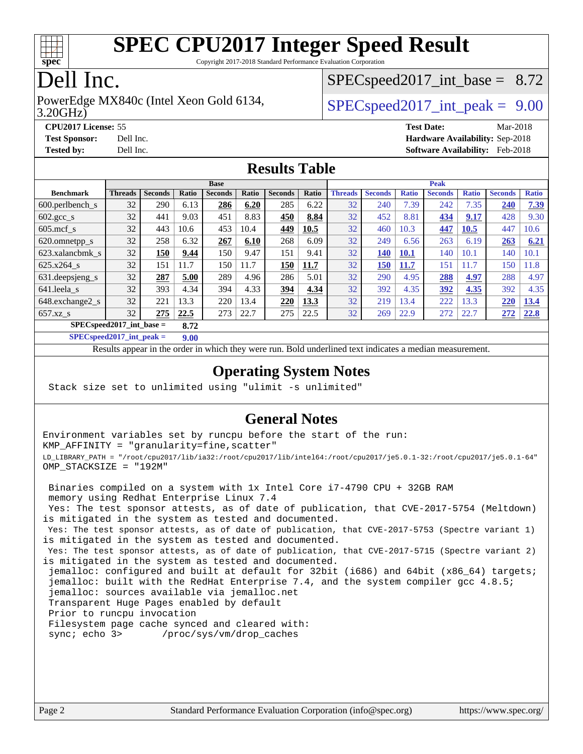# SPEC CPU2017 Integer Speed Result

Copyright 2017-2018 Standard Performance Evaluation Corporation

# Dell Inc.

PowerEdge MX840c (Intel Xeon Gold 6134, 3.20GHz)

SPECspeed2017_int_base = 8.72

SPECspeed2017_int_peak = 9.00

**CPU2017 License:** 55
**Test Sponsor:** Dell Inc.
**Tested by:** Dell Inc.

**Test Date:** Mar-2018
**Hardware Availability:** Sep-2018
**Software Availability:** Feb-2018

## Results Table

| | Base | | | | | | | Peak | | | | | | |
|---|---|---|---|---|---|---|---|---|---|---|---|---|---|---|
| **Benchmark** | **Threads** | **Seconds** | **Ratio** | **Seconds** | **Ratio** | **Seconds** | **Ratio** | **Threads** | **Seconds** | **Ratio** | **Seconds** | **Ratio** | **Seconds** | **Ratio** |
| 600.perlbench_s | 32 | 290 | 6.13 | **286** | **6.20** | 285 | 6.22 | 32 | 240 | 7.39 | 242 | 7.35 | **240** | **7.39** |
| 602.gcc_s | 32 | 441 | 9.03 | 451 | 8.83 | **450** | **8.84** | 32 | 452 | 8.81 | **434** | **9.17** | 428 | 9.30 |
| 605.mcf_s | 32 | 443 | 10.6 | 453 | 10.4 | **449** | **10.5** | 32 | 460 | 10.3 | **447** | **10.5** | 447 | 10.6 |
| 620.omnetpp_s | 32 | 258 | 6.32 | **267** | **6.10** | 268 | 6.09 | 32 | 249 | 6.56 | 263 | 6.19 | **263** | **6.21** |
| 623.xalancbmk_s | 32 | **150** | **9.44** | 150 | 9.47 | 151 | 9.41 | 32 | **140** | **10.1** | 140 | 10.1 | 140 | 10.1 |
| 625.x264_s | 32 | 151 | 11.7 | 150 | 11.7 | **150** | **11.7** | 32 | **150** | **11.7** | 151 | 11.7 | 150 | 11.8 |
| 631.deepsjeng_s | 32 | **287** | **5.00** | 289 | 4.96 | 286 | 5.01 | 32 | 290 | 4.95 | **288** | **4.97** | 288 | 4.97 |
| 641.leela_s | 32 | 393 | 4.34 | 394 | 4.33 | **394** | **4.34** | 32 | 392 | 4.35 | **392** | **4.35** | 392 | 4.35 |
| 648.exchange2_s | 32 | 221 | 13.3 | 220 | 13.4 | **220** | **13.3** | 32 | 219 | 13.4 | 222 | 13.3 | **220** | **13.4** |
| 657.xz_s | 32 | **275** | **22.5** | 273 | 22.7 | 275 | 22.5 | 32 | 269 | 22.9 | 272 | 22.7 | **272** | **22.8** |

**SPECspeed2017_int_base = 8.72**

**SPECspeed2017_int_peak = 9.00**

Results appear in the order in which they were run. Bold underlined text indicates a median measurement.

## Operating System Notes

```
Stack size set to unlimited using "ulimit -s unlimited"
```

## General Notes

```
Environment variables set by runcpu before the start of the run:
KMP_AFFINITY = "granularity=fine,scatter"
LD_LIBRARY_PATH = "/root/cpu2017/lib/ia32:/root/cpu2017/lib/intel64:/root/cpu2017/je5.0.1-32:/root/cpu2017/je5.0.1-64"
OMP_STACKSIZE = "192M"

 Binaries compiled on a system with 1x Intel Core i7-4790 CPU + 32GB RAM
 memory using Redhat Enterprise Linux 7.4
 Yes: The test sponsor attests, as of date of publication, that CVE-2017-5754 (Meltdown)
is mitigated in the system as tested and documented.
 Yes: The test sponsor attests, as of date of publication, that CVE-2017-5753 (Spectre variant 1)
is mitigated in the system as tested and documented.
 Yes: The test sponsor attests, as of date of publication, that CVE-2017-5715 (Spectre variant 2)
is mitigated in the system as tested and documented.
 jemalloc: configured and built at default for 32bit (i686) and 64bit (x86_64) targets;
 jemalloc: built with the RedHat Enterprise 7.4, and the system compiler gcc 4.8.5;
 jemalloc: sources available via jemalloc.net
 Transparent Huge Pages enabled by default
 Prior to runcpu invocation
 Filesystem page cache synced and cleared with:
 sync; echo 3>       /proc/sys/vm/drop_caches
```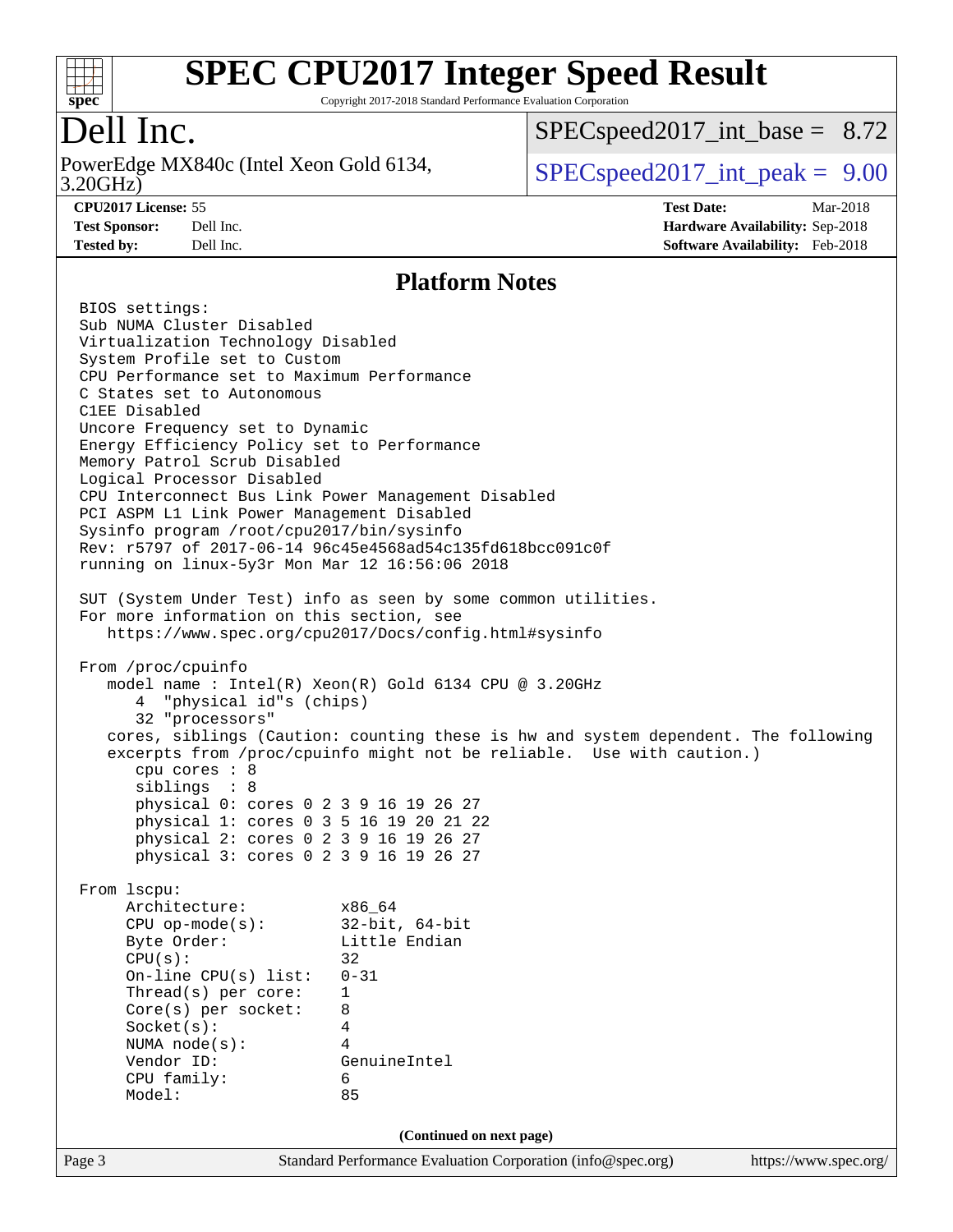# SPEC CPU2017 Integer Speed Result

Copyright 2017-2018 Standard Performance Evaluation Corporation

## Dell Inc.

PowerEdge MX840c (Intel Xeon Gold 6134, 3.20GHz)

SPECspeed2017_int_base = 8.72

SPECspeed2017_int_peak = 9.00

| | | | |
|---|---|---|---|
| **CPU2017 License:** | 55 | **Test Date:** | Mar-2018 |
| **Test Sponsor:** | Dell Inc. | **Hardware Availability:** | Sep-2018 |
| **Tested by:** | Dell Inc. | **Software Availability:** | Feb-2018 |

### Platform Notes

```
BIOS settings:
Sub NUMA Cluster Disabled
Virtualization Technology Disabled
System Profile set to Custom
CPU Performance set to Maximum Performance
C States set to Autonomous
C1EE Disabled
Uncore Frequency set to Dynamic
Energy Efficiency Policy set to Performance
Memory Patrol Scrub Disabled
Logical Processor Disabled
CPU Interconnect Bus Link Power Management Disabled
PCI ASPM L1 Link Power Management Disabled
Sysinfo program /root/cpu2017/bin/sysinfo
Rev: r5797 of 2017-06-14 96c45e4568ad54c135fd618bcc091c0f
running on linux-5y3r Mon Mar 12 16:56:06 2018

SUT (System Under Test) info as seen by some common utilities.
For more information on this section, see
   https://www.spec.org/cpu2017/Docs/config.html#sysinfo

From /proc/cpuinfo
   model name : Intel(R) Xeon(R) Gold 6134 CPU @ 3.20GHz
      4  "physical id"s (chips)
      32 "processors"
   cores, siblings (Caution: counting these is hw and system dependent. The following
   excerpts from /proc/cpuinfo might not be reliable.  Use with caution.)
      cpu cores : 8
      siblings  : 8
      physical 0: cores 0 2 3 9 16 19 26 27
      physical 1: cores 0 3 5 16 19 20 21 22
      physical 2: cores 0 2 3 9 16 19 26 27
      physical 3: cores 0 2 3 9 16 19 26 27

From lscpu:
     Architecture:          x86_64
     CPU op-mode(s):        32-bit, 64-bit
     Byte Order:            Little Endian
     CPU(s):                32
     On-line CPU(s) list:   0-31
     Thread(s) per core:    1
     Core(s) per socket:    8
     Socket(s):             4
     NUMA node(s):          4
     Vendor ID:             GenuineIntel
     CPU family:            6
     Model:                 85
```

(Continued on next page)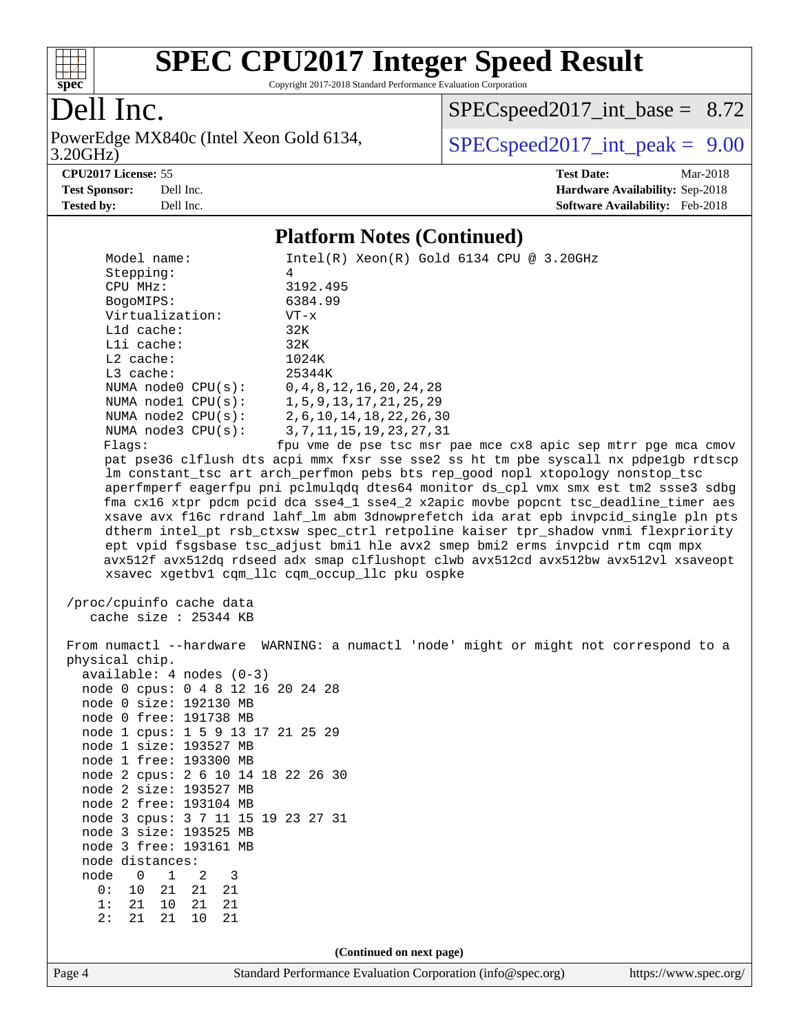## Platform Notes (Continued)

```
     Model name:            Intel(R) Xeon(R) Gold 6134 CPU @ 3.20GHz
     Stepping:              4
     CPU MHz:               3192.495
     BogoMIPS:              6384.99
     Virtualization:        VT-x
     L1d cache:             32K
     L1i cache:             32K
     L2 cache:              1024K
     L3 cache:              25344K
     NUMA node0 CPU(s):     0,4,8,12,16,20,24,28
     NUMA node1 CPU(s):     1,5,9,13,17,21,25,29
     NUMA node2 CPU(s):     2,6,10,14,18,22,26,30
     NUMA node3 CPU(s):     3,7,11,15,19,23,27,31
     Flags:                fpu vme de pse tsc msr pae mce cx8 apic sep mtrr pge mca cmov
     pat pse36 clflush dts acpi mmx fxsr sse sse2 ss ht tm pbe syscall nx pdpe1gb rdtscp
     lm constant_tsc art arch_perfmon pebs bts rep_good nopl xtopology nonstop_tsc
     aperfmperf eagerfpu pni pclmulqdq dtes64 monitor ds_cpl vmx smx est tm2 ssse3 sdbg
     fma cx16 xtpr pdcm pcid dca sse4_1 sse4_2 x2apic movbe popcnt tsc_deadline_timer aes
     xsave avx f16c rdrand lahf_lm abm 3dnowprefetch ida arat epb invpcid_single pln pts
     dtherm intel_pt rsb_ctxsw spec_ctrl retpoline kaiser tpr_shadow vnmi flexpriority
     ept vpid fsgsbase tsc_adjust bmi1 hle avx2 smep bmi2 erms invpcid rtm cqm mpx
     avx512f avx512dq rdseed adx smap clflushopt clwb avx512cd avx512bw avx512vl xsaveopt
     xsavec xgetbv1 cqm_llc cqm_occup_llc pku ospke

 /proc/cpuinfo cache data
    cache size : 25344 KB

 From numactl --hardware  WARNING: a numactl 'node' might or might not correspond to a
 physical chip.
   available: 4 nodes (0-3)
   node 0 cpus: 0 4 8 12 16 20 24 28
   node 0 size: 192130 MB
   node 0 free: 191738 MB
   node 1 cpus: 1 5 9 13 17 21 25 29
   node 1 size: 193527 MB
   node 1 free: 193300 MB
   node 2 cpus: 2 6 10 14 18 22 26 30
   node 2 size: 193527 MB
   node 2 free: 193104 MB
   node 3 cpus: 3 7 11 15 19 23 27 31
   node 3 size: 193525 MB
   node 3 free: 193161 MB
   node distances:
   node   0   1   2   3
     0:  10  21  21  21
     1:  21  10  21  21
     2:  21  21  10  21
```

(Continued on next page)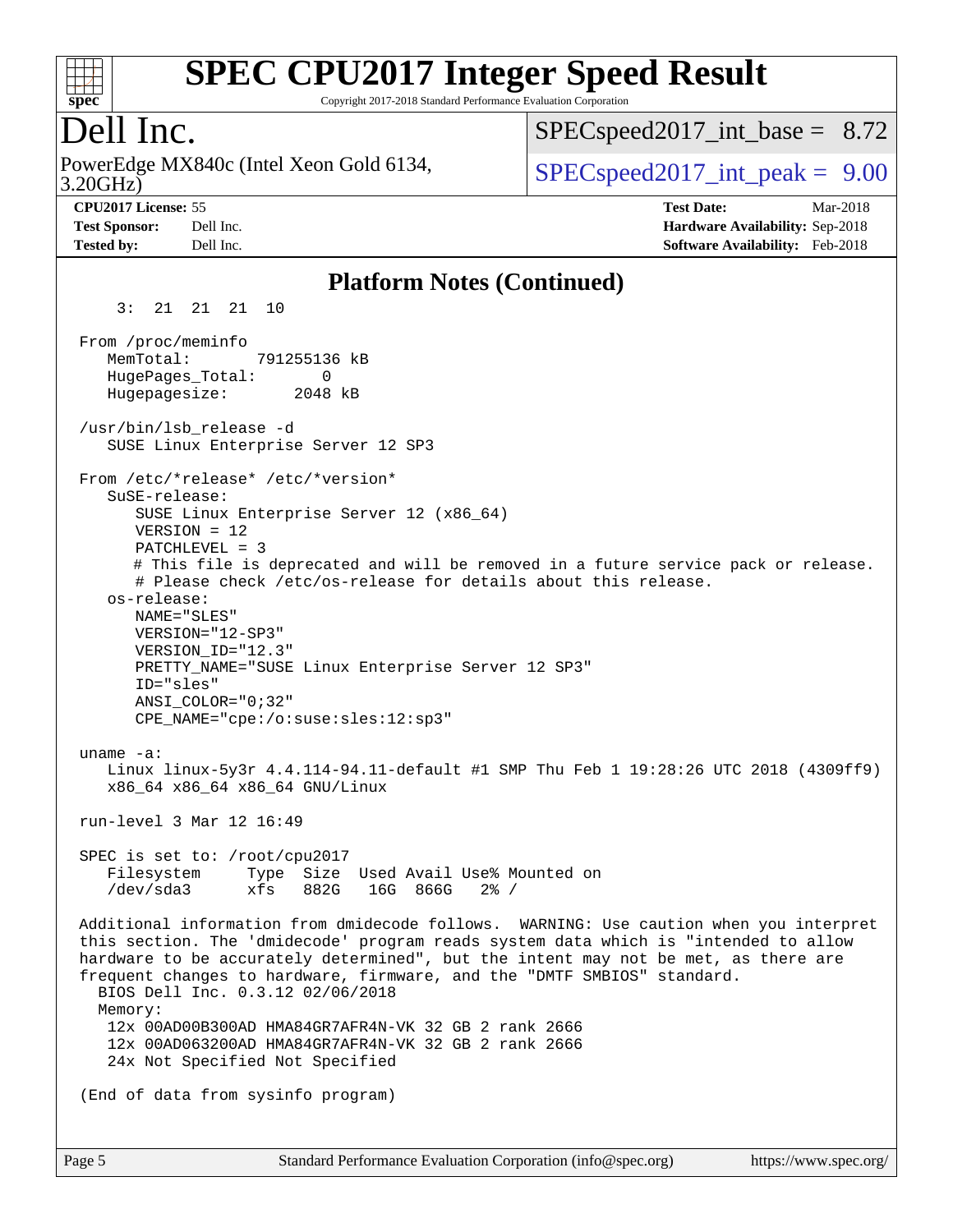# SPEC CPU2017 Integer Speed Result

Copyright 2017-2018 Standard Performance Evaluation Corporation

## Dell Inc.

PowerEdge MX840c (Intel Xeon Gold 6134, 3.20GHz)

SPECspeed2017_int_base = 8.72

SPECspeed2017_int_peak = 9.00

**CPU2017 License:** 55
**Test Sponsor:** Dell Inc.
**Tested by:** Dell Inc.

**Test Date:** Mar-2018
**Hardware Availability:** Sep-2018
**Software Availability:** Feb-2018

## Platform Notes (Continued)

```
     3:  21  21  21  10

  From /proc/meminfo
     MemTotal:       791255136 kB
     HugePages_Total:       0
     Hugepagesize:       2048 kB

  /usr/bin/lsb_release -d
     SUSE Linux Enterprise Server 12 SP3

  From /etc/*release* /etc/*version*
     SuSE-release:
        SUSE Linux Enterprise Server 12 (x86_64)
        VERSION = 12
        PATCHLEVEL = 3
        # This file is deprecated and will be removed in a future service pack or release.
        # Please check /etc/os-release for details about this release.
     os-release:
        NAME="SLES"
        VERSION="12-SP3"
        VERSION_ID="12.3"
        PRETTY_NAME="SUSE Linux Enterprise Server 12 SP3"
        ID="sles"
        ANSI_COLOR="0;32"
        CPE_NAME="cpe:/o:suse:sles:12:sp3"

  uname -a:
     Linux linux-5y3r 4.4.114-94.11-default #1 SMP Thu Feb 1 19:28:26 UTC 2018 (4309ff9)
     x86_64 x86_64 x86_64 GNU/Linux

  run-level 3 Mar 12 16:49

  SPEC is set to: /root/cpu2017
     Filesystem     Type  Size  Used Avail Use% Mounted on
     /dev/sda3      xfs   882G   16G  866G   2% /

  Additional information from dmidecode follows.  WARNING: Use caution when you interpret
  this section. The 'dmidecode' program reads system data which is "intended to allow
  hardware to be accurately determined", but the intent may not be met, as there are
  frequent changes to hardware, firmware, and the "DMTF SMBIOS" standard.
    BIOS Dell Inc. 0.3.12 02/06/2018
    Memory:
     12x 00AD00B300AD HMA84GR7AFR4N-VK 32 GB 2 rank 2666
     12x 00AD063200AD HMA84GR7AFR4N-VK 32 GB 2 rank 2666
     24x Not Specified Not Specified

  (End of data from sysinfo program)
```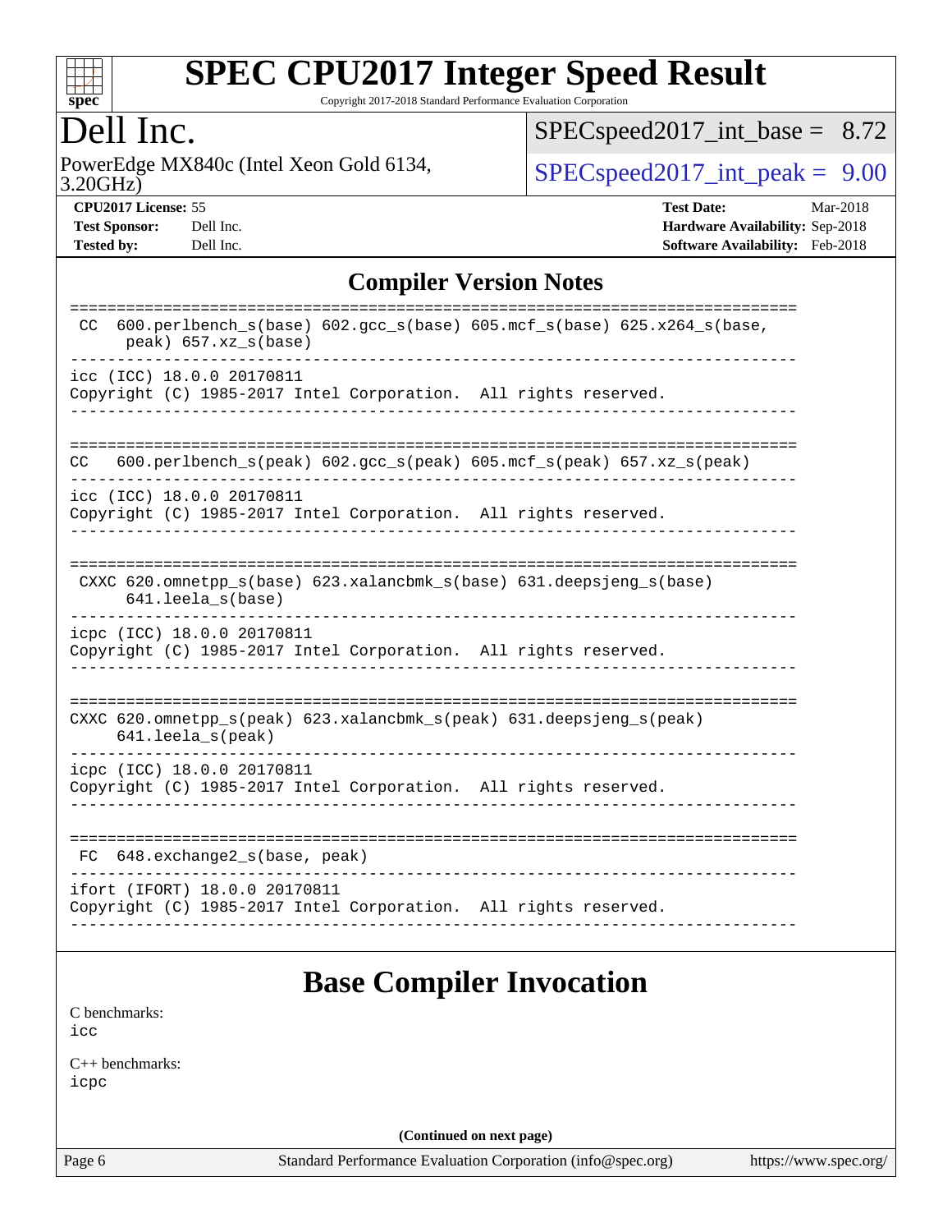# SPEC CPU2017 Integer Speed Result

Copyright 2017-2018 Standard Performance Evaluation Corporation

## Dell Inc.

PowerEdge MX840c (Intel Xeon Gold 6134, 3.20GHz)

SPECspeed2017_int_base = 8.72

SPECspeed2017_int_peak = 9.00

**CPU2017 License:** 55
**Test Sponsor:** Dell Inc.
**Tested by:** Dell Inc.

**Test Date:** Mar-2018
**Hardware Availability:** Sep-2018
**Software Availability:** Feb-2018

## Compiler Version Notes

```
==============================================================================
 CC  600.perlbench_s(base) 602.gcc_s(base) 605.mcf_s(base) 625.x264_s(base,
      peak) 657.xz_s(base)
------------------------------------------------------------------------------
icc (ICC) 18.0.0 20170811
Copyright (C) 1985-2017 Intel Corporation.  All rights reserved.
------------------------------------------------------------------------------

==============================================================================
CC   600.perlbench_s(peak) 602.gcc_s(peak) 605.mcf_s(peak) 657.xz_s(peak)
------------------------------------------------------------------------------
icc (ICC) 18.0.0 20170811
Copyright (C) 1985-2017 Intel Corporation.  All rights reserved.
------------------------------------------------------------------------------

==============================================================================
 CXXC 620.omnetpp_s(base) 623.xalancbmk_s(base) 631.deepsjeng_s(base)
      641.leela_s(base)
------------------------------------------------------------------------------
icpc (ICC) 18.0.0 20170811
Copyright (C) 1985-2017 Intel Corporation.  All rights reserved.
------------------------------------------------------------------------------

==============================================================================
CXXC 620.omnetpp_s(peak) 623.xalancbmk_s(peak) 631.deepsjeng_s(peak)
     641.leela_s(peak)
------------------------------------------------------------------------------
icpc (ICC) 18.0.0 20170811
Copyright (C) 1985-2017 Intel Corporation.  All rights reserved.
------------------------------------------------------------------------------

==============================================================================
 FC  648.exchange2_s(base, peak)
------------------------------------------------------------------------------
ifort (IFORT) 18.0.0 20170811
Copyright (C) 1985-2017 Intel Corporation.  All rights reserved.
------------------------------------------------------------------------------
```

## Base Compiler Invocation

C benchmarks:
icc

C++ benchmarks:
icpc

**(Continued on next page)**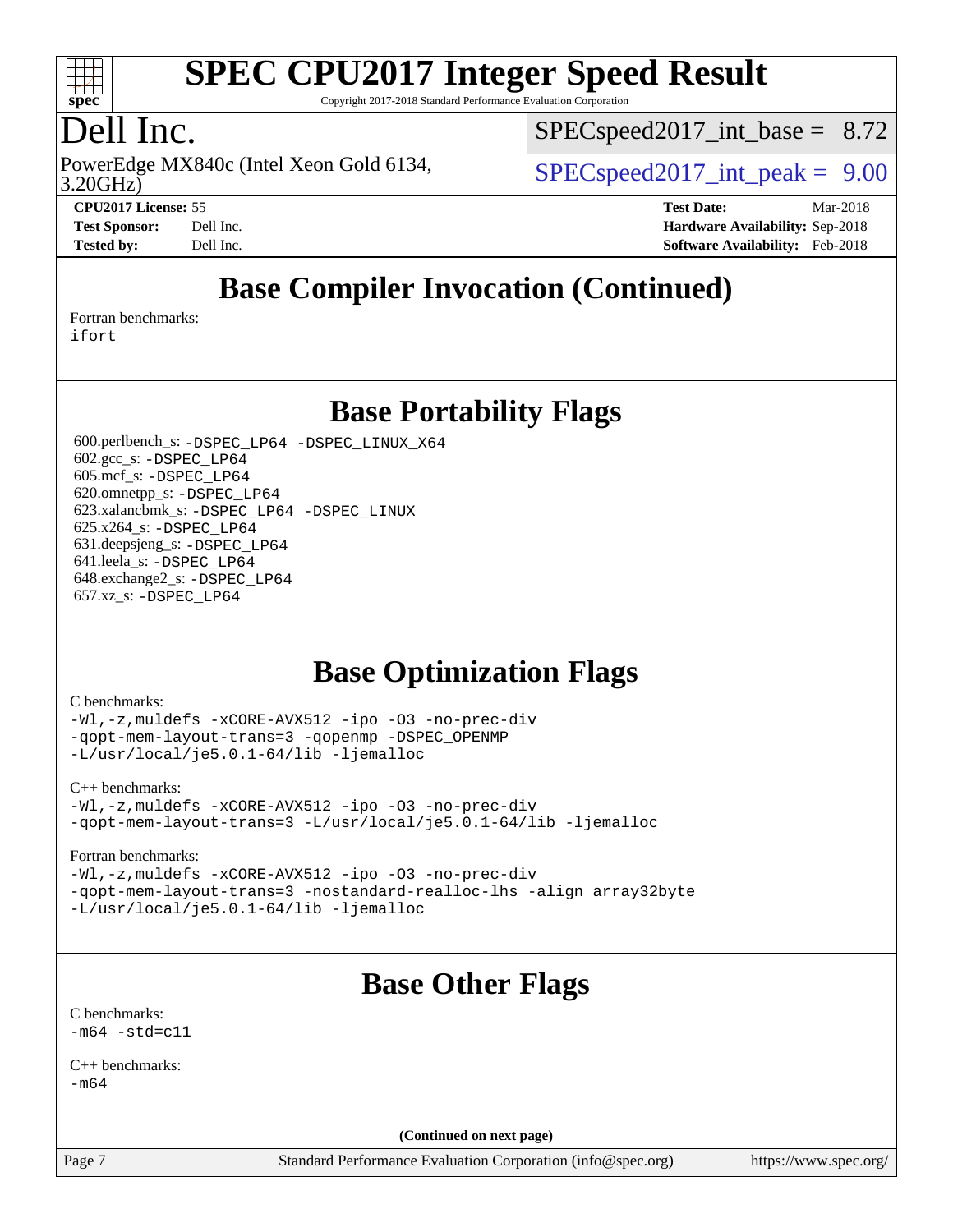## Base Compiler Invocation (Continued)

Fortran benchmarks:
`ifort`

## Base Portability Flags

600.perlbench_s: `-DSPEC_LP64 -DSPEC_LINUX_X64`
602.gcc_s: `-DSPEC_LP64`
605.mcf_s: `-DSPEC_LP64`
620.omnetpp_s: `-DSPEC_LP64`
623.xalancbmk_s: `-DSPEC_LP64 -DSPEC_LINUX`
625.x264_s: `-DSPEC_LP64`
631.deepsjeng_s: `-DSPEC_LP64`
641.leela_s: `-DSPEC_LP64`
648.exchange2_s: `-DSPEC_LP64`
657.xz_s: `-DSPEC_LP64`

## Base Optimization Flags

C benchmarks:
```
-Wl,-z,muldefs -xCORE-AVX512 -ipo -O3 -no-prec-div
-qopt-mem-layout-trans=3 -qopenmp -DSPEC_OPENMP
-L/usr/local/je5.0.1-64/lib -ljemalloc
```

C++ benchmarks:
```
-Wl,-z,muldefs -xCORE-AVX512 -ipo -O3 -no-prec-div
-qopt-mem-layout-trans=3 -L/usr/local/je5.0.1-64/lib -ljemalloc
```

Fortran benchmarks:
```
-Wl,-z,muldefs -xCORE-AVX512 -ipo -O3 -no-prec-div
-qopt-mem-layout-trans=3 -nostandard-realloc-lhs -align array32byte
-L/usr/local/je5.0.1-64/lib -ljemalloc
```

## Base Other Flags

C benchmarks:
`-m64 -std=c11`

C++ benchmarks:
`-m64`

**(Continued on next page)**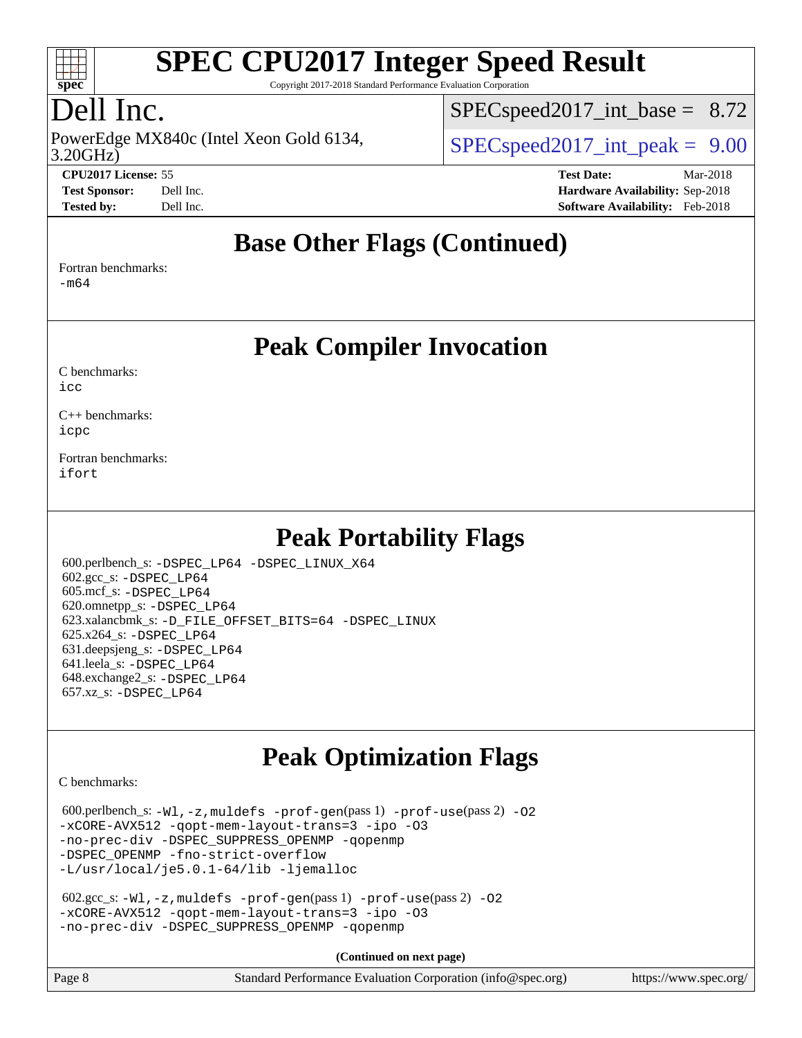# SPEC CPU2017 Integer Speed Result

Copyright 2017-2018 Standard Performance Evaluation Corporation

## Dell Inc.

PowerEdge MX840c (Intel Xeon Gold 6134, 3.20GHz)

SPECspeed2017_int_base = 8.72

SPECspeed2017_int_peak = 9.00

**CPU2017 License:** 55
**Test Sponsor:** Dell Inc.
**Tested by:** Dell Inc.

**Test Date:** Mar-2018
**Hardware Availability:** Sep-2018
**Software Availability:** Feb-2018

## Base Other Flags (Continued)

Fortran benchmarks:
-m64

## Peak Compiler Invocation

C benchmarks:
icc

C++ benchmarks:
icpc

Fortran benchmarks:
ifort

## Peak Portability Flags

600.perlbench_s: -DSPEC_LP64 -DSPEC_LINUX_X64
602.gcc_s: -DSPEC_LP64
605.mcf_s: -DSPEC_LP64
620.omnetpp_s: -DSPEC_LP64
623.xalancbmk_s: -D_FILE_OFFSET_BITS=64 -DSPEC_LINUX
625.x264_s: -DSPEC_LP64
631.deepsjeng_s: -DSPEC_LP64
641.leela_s: -DSPEC_LP64
648.exchange2_s: -DSPEC_LP64
657.xz_s: -DSPEC_LP64

## Peak Optimization Flags

C benchmarks:

600.perlbench_s: -Wl,-z,muldefs -prof-gen(pass 1) -prof-use(pass 2) -O2 -xCORE-AVX512 -qopt-mem-layout-trans=3 -ipo -O3 -no-prec-div -DSPEC_SUPPRESS_OPENMP -qopenmp -DSPEC_OPENMP -fno-strict-overflow -L/usr/local/je5.0.1-64/lib -ljemalloc

602.gcc_s: -Wl,-z,muldefs -prof-gen(pass 1) -prof-use(pass 2) -O2 -xCORE-AVX512 -qopt-mem-layout-trans=3 -ipo -O3 -no-prec-div -DSPEC_SUPPRESS_OPENMP -qopenmp

**(Continued on next page)**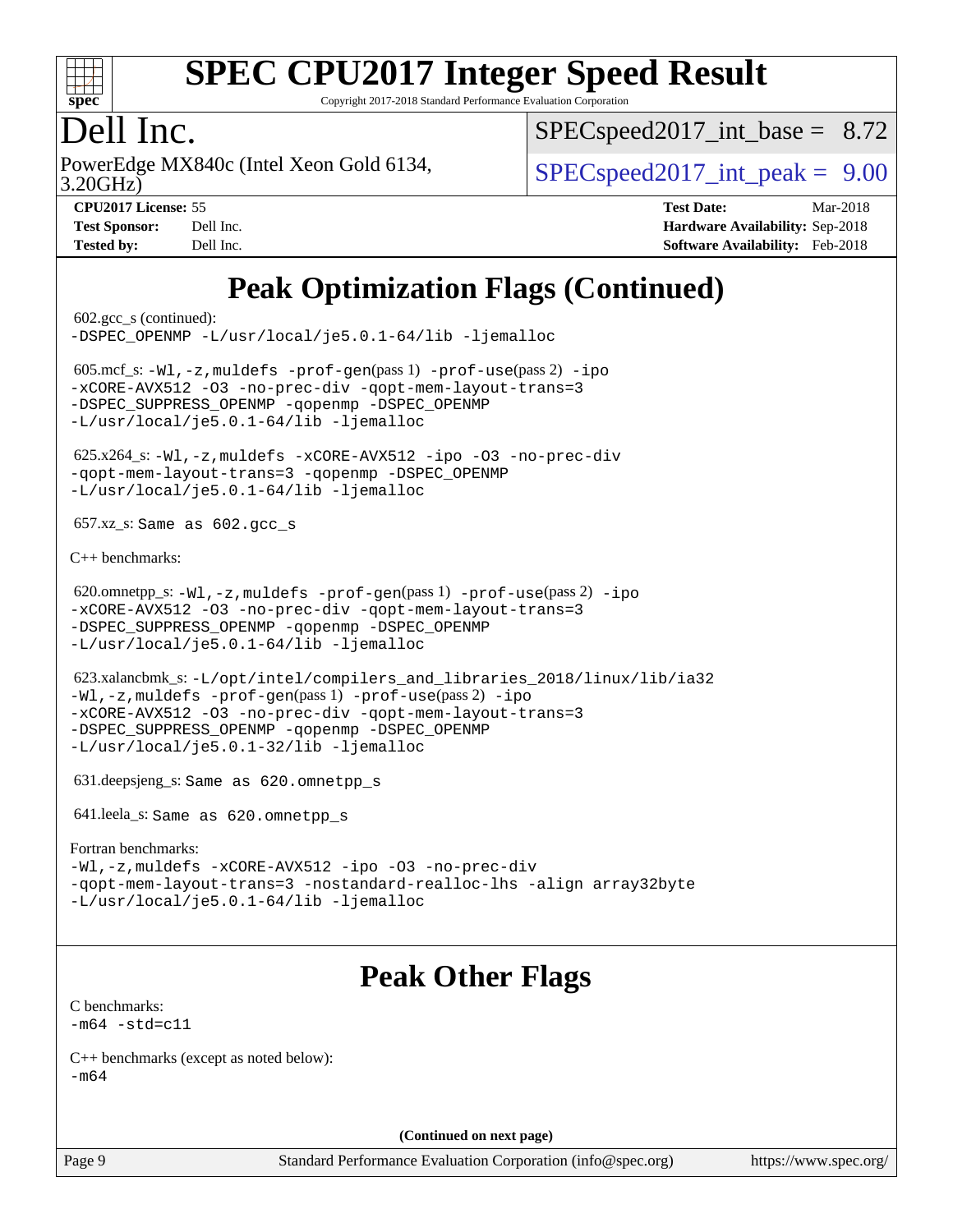# SPEC CPU2017 Integer Speed Result

Copyright 2017-2018 Standard Performance Evaluation Corporation

## Dell Inc.

PowerEdge MX840c (Intel Xeon Gold 6134, 3.20GHz)

SPECspeed2017_int_base = 8.72

SPECspeed2017_int_peak = 9.00

**CPU2017 License:** 55
**Test Sponsor:** Dell Inc.
**Tested by:** Dell Inc.

**Test Date:** Mar-2018
**Hardware Availability:** Sep-2018
**Software Availability:** Feb-2018

## Peak Optimization Flags (Continued)

602.gcc_s (continued):
-DSPEC_OPENMP -L/usr/local/je5.0.1-64/lib -ljemalloc

605.mcf_s: -Wl,-z,muldefs -prof-gen(pass 1) -prof-use(pass 2) -ipo -xCORE-AVX512 -O3 -no-prec-div -qopt-mem-layout-trans=3 -DSPEC_SUPPRESS_OPENMP -qopenmp -DSPEC_OPENMP -L/usr/local/je5.0.1-64/lib -ljemalloc

625.x264_s: -Wl,-z,muldefs -xCORE-AVX512 -ipo -O3 -no-prec-div -qopt-mem-layout-trans=3 -qopenmp -DSPEC_OPENMP -L/usr/local/je5.0.1-64/lib -ljemalloc

657.xz_s: Same as 602.gcc_s

C++ benchmarks:

620.omnetpp_s: -Wl,-z,muldefs -prof-gen(pass 1) -prof-use(pass 2) -ipo -xCORE-AVX512 -O3 -no-prec-div -qopt-mem-layout-trans=3 -DSPEC_SUPPRESS_OPENMP -qopenmp -DSPEC_OPENMP -L/usr/local/je5.0.1-64/lib -ljemalloc

623.xalancbmk_s: -L/opt/intel/compilers_and_libraries_2018/linux/lib/ia32 -Wl,-z,muldefs -prof-gen(pass 1) -prof-use(pass 2) -ipo -xCORE-AVX512 -O3 -no-prec-div -qopt-mem-layout-trans=3 -DSPEC_SUPPRESS_OPENMP -qopenmp -DSPEC_OPENMP -L/usr/local/je5.0.1-32/lib -ljemalloc

631.deepsjeng_s: Same as 620.omnetpp_s

641.leela_s: Same as 620.omnetpp_s

Fortran benchmarks:
-Wl,-z,muldefs -xCORE-AVX512 -ipo -O3 -no-prec-div -qopt-mem-layout-trans=3 -nostandard-realloc-lhs -align array32byte -L/usr/local/je5.0.1-64/lib -ljemalloc

## Peak Other Flags

C benchmarks:
-m64 -std=c11

C++ benchmarks (except as noted below):
-m64

**(Continued on next page)**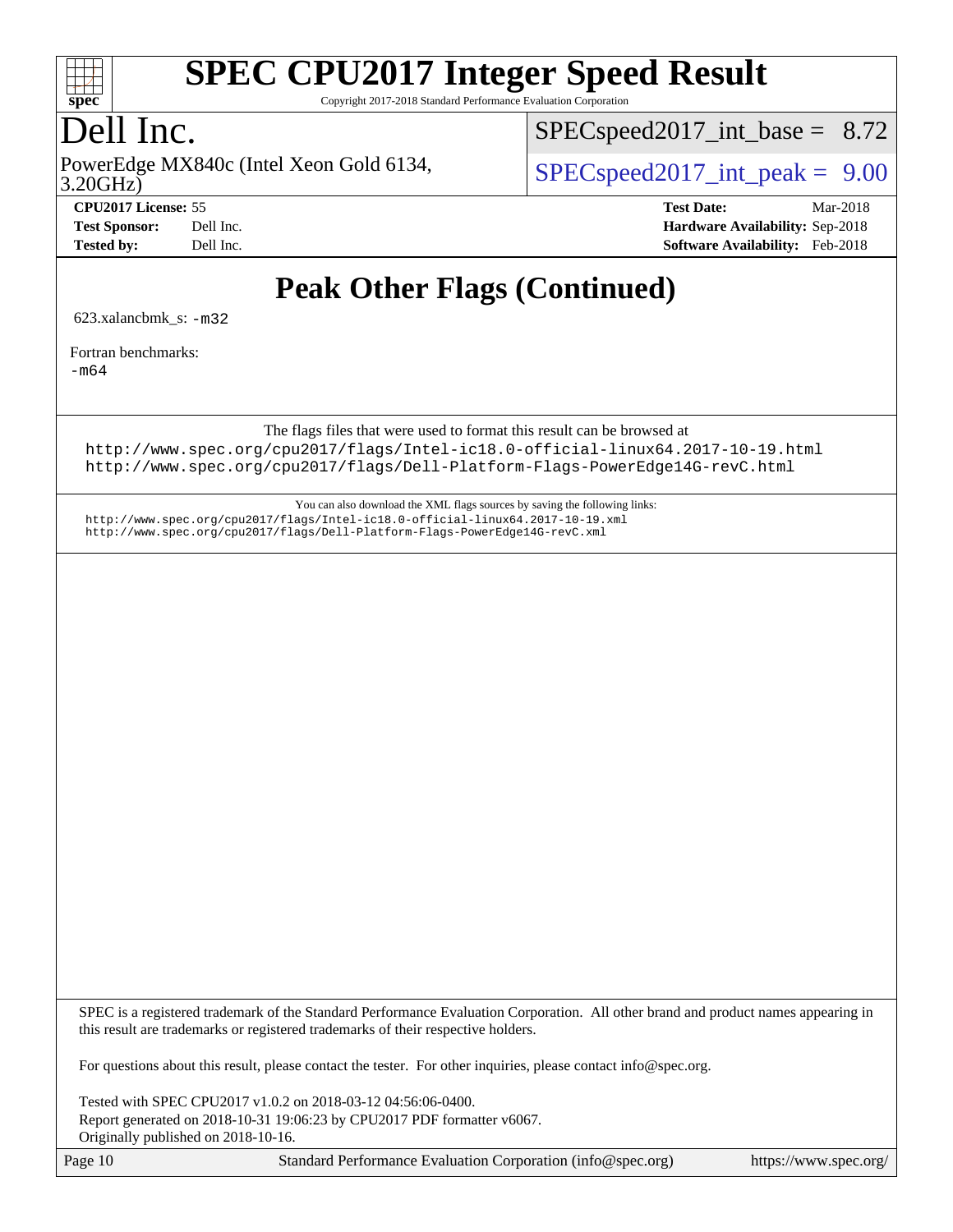# Peak Other Flags (Continued)

623.xalancbmk_s: -m32

Fortran benchmarks:
-m64

The flags files that were used to format this result can be browsed at
http://www.spec.org/cpu2017/flags/Intel-ic18.0-official-linux64.2017-10-19.html
http://www.spec.org/cpu2017/flags/Dell-Platform-Flags-PowerEdge14G-revC.html

You can also download the XML flags sources by saving the following links:
http://www.spec.org/cpu2017/flags/Intel-ic18.0-official-linux64.2017-10-19.xml
http://www.spec.org/cpu2017/flags/Dell-Platform-Flags-PowerEdge14G-revC.xml

SPEC is a registered trademark of the Standard Performance Evaluation Corporation. All other brand and product names appearing in this result are trademarks or registered trademarks of their respective holders.

For questions about this result, please contact the tester. For other inquiries, please contact info@spec.org.

Tested with SPEC CPU2017 v1.0.2 on 2018-03-12 04:56:06-0400.
Report generated on 2018-10-31 19:06:23 by CPU2017 PDF formatter v6067.
Originally published on 2018-10-16.